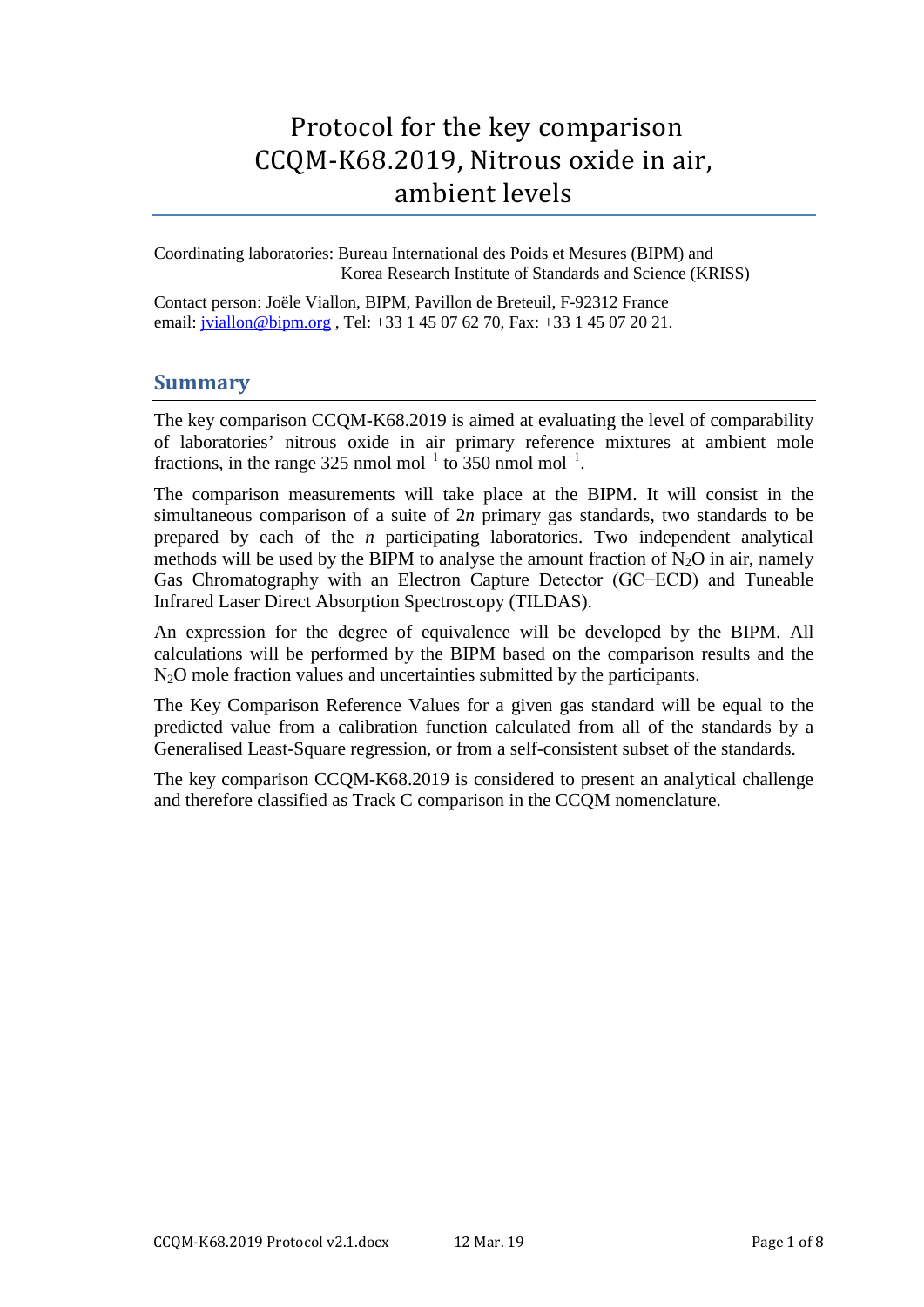# Protocol for the key comparison CCQM-K68.2019, Nitrous oxide in air, ambient levels

Coordinating laboratories: Bureau International des Poids et Mesures (BIPM) and Korea Research Institute of Standards and Science (KRISS)

Contact person: Joële Viallon, BIPM, Pavillon de Breteuil, F-92312 France
email: jviallon@bipm.org , Tel: +33 1 45 07 62 70, Fax: +33 1 45 07 20 21.

## Summary

The key comparison CCQM-K68.2019 is aimed at evaluating the level of comparability of laboratories' nitrous oxide in air primary reference mixtures at ambient mole fractions, in the range 325 nmol mol$^{-1}$ to 350 nmol mol$^{-1}$.

The comparison measurements will take place at the BIPM. It will consist in the simultaneous comparison of a suite of 2$n$ primary gas standards, two standards to be prepared by each of the $n$ participating laboratories. Two independent analytical methods will be used by the BIPM to analyse the amount fraction of $N_2O$ in air, namely Gas Chromatography with an Electron Capture Detector (GC−ECD) and Tuneable Infrared Laser Direct Absorption Spectroscopy (TILDAS).

An expression for the degree of equivalence will be developed by the BIPM. All calculations will be performed by the BIPM based on the comparison results and the $N_2O$ mole fraction values and uncertainties submitted by the participants.

The Key Comparison Reference Values for a given gas standard will be equal to the predicted value from a calibration function calculated from all of the standards by a Generalised Least-Square regression, or from a self-consistent subset of the standards.

The key comparison CCQM-K68.2019 is considered to present an analytical challenge and therefore classified as Track C comparison in the CCQM nomenclature.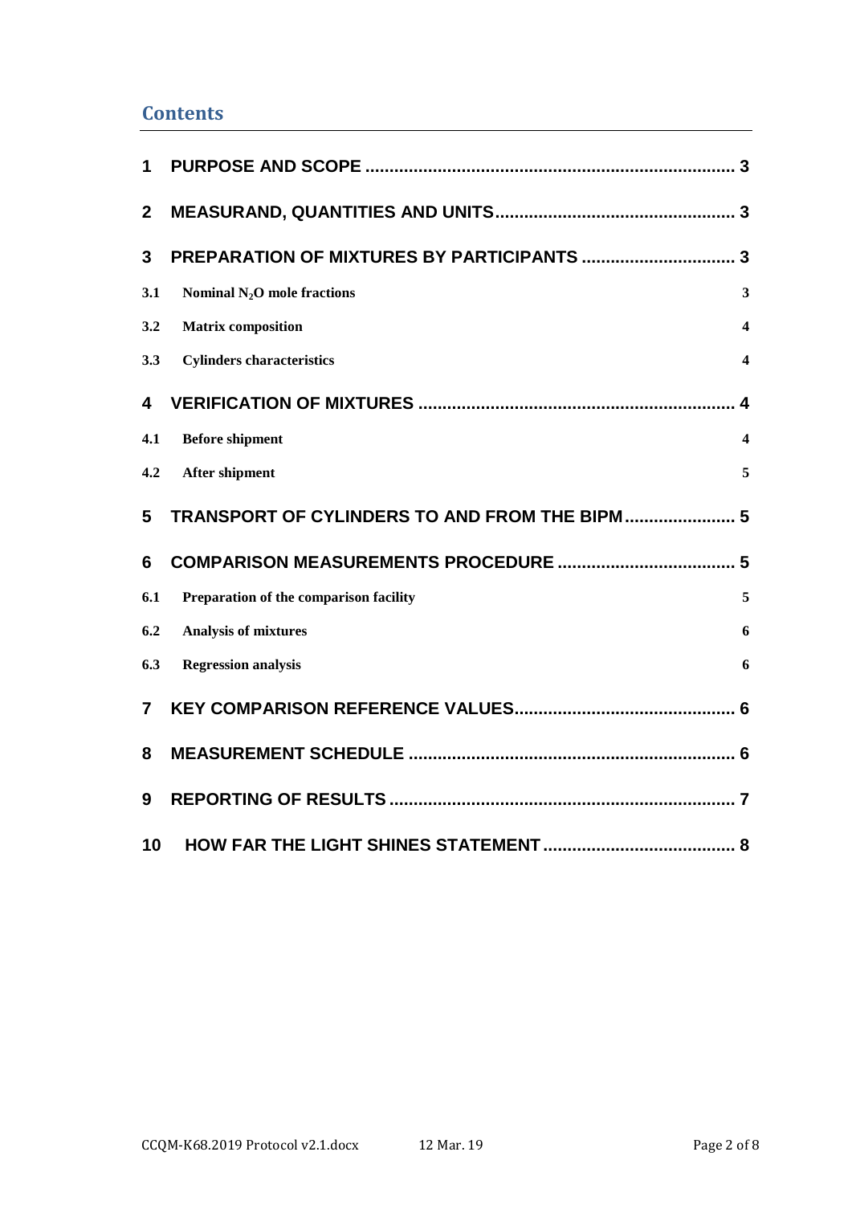## Contents

1 PURPOSE AND SCOPE ........................................................................... 3

2 MEASURAND, QUANTITIES AND UNITS................................................. 3

3 PREPARATION OF MIXTURES BY PARTICIPANTS ............................... 3

3.1 Nominal $N_2O$ mole fractions 3

3.2 Matrix composition 4

3.3 Cylinders characteristics 4

4 VERIFICATION OF MIXTURES ................................................................. 4

4.1 Before shipment 4

4.2 After shipment 5

5 TRANSPORT OF CYLINDERS TO AND FROM THE BIPM ...................... 5

6 COMPARISON MEASUREMENTS PROCEDURE .................................... 5

6.1 Preparation of the comparison facility 5

6.2 Analysis of mixtures 6

6.3 Regression analysis 6

7 KEY COMPARISON REFERENCE VALUES............................................. 6

8 MEASUREMENT SCHEDULE ................................................................... 6

9 REPORTING OF RESULTS ....................................................................... 7

10 HOW FAR THE LIGHT SHINES STATEMENT ....................................... 8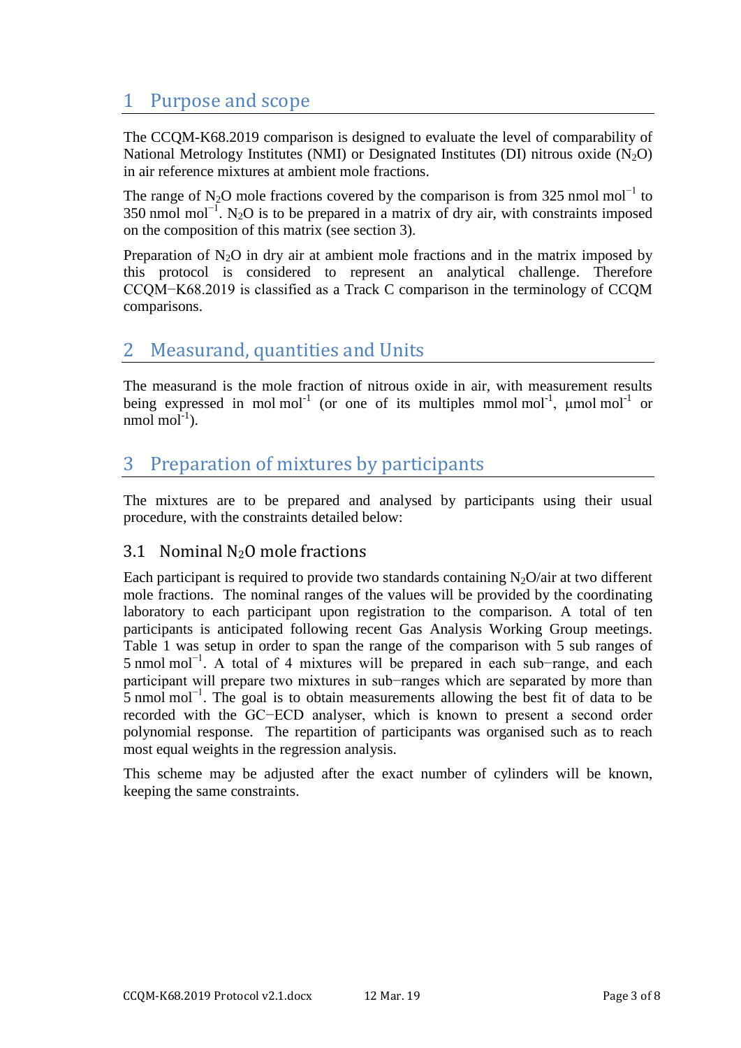# 1 Purpose and scope

The CCQM-K68.2019 comparison is designed to evaluate the level of comparability of National Metrology Institutes (NMI) or Designated Institutes (DI) nitrous oxide ($N_2O$) in air reference mixtures at ambient mole fractions.

The range of $N_2O$ mole fractions covered by the comparison is from 325 nmol mol$^{-1}$ to 350 nmol mol$^{-1}$. $N_2O$ is to be prepared in a matrix of dry air, with constraints imposed on the composition of this matrix (see section 3).

Preparation of $N_2O$ in dry air at ambient mole fractions and in the matrix imposed by this protocol is considered to represent an analytical challenge. Therefore CCQM−K68.2019 is classified as a Track C comparison in the terminology of CCQM comparisons.

# 2 Measurand, quantities and Units

The measurand is the mole fraction of nitrous oxide in air, with measurement results being expressed in mol mol$^{-1}$ (or one of its multiples mmol mol$^{-1}$, µmol mol$^{-1}$ or nmol mol$^{-1}$).

# 3 Preparation of mixtures by participants

The mixtures are to be prepared and analysed by participants using their usual procedure, with the constraints detailed below:

## 3.1 Nominal $N_2O$ mole fractions

Each participant is required to provide two standards containing $N_2O$/air at two different mole fractions. The nominal ranges of the values will be provided by the coordinating laboratory to each participant upon registration to the comparison. A total of ten participants is anticipated following recent Gas Analysis Working Group meetings. Table 1 was setup in order to span the range of the comparison with 5 sub ranges of 5 nmol mol$^{-1}$. A total of 4 mixtures will be prepared in each sub−range, and each participant will prepare two mixtures in sub−ranges which are separated by more than 5 nmol mol$^{-1}$. The goal is to obtain measurements allowing the best fit of data to be recorded with the GC−ECD analyser, which is known to present a second order polynomial response. The repartition of participants was organised such as to reach most equal weights in the regression analysis.

This scheme may be adjusted after the exact number of cylinders will be known, keeping the same constraints.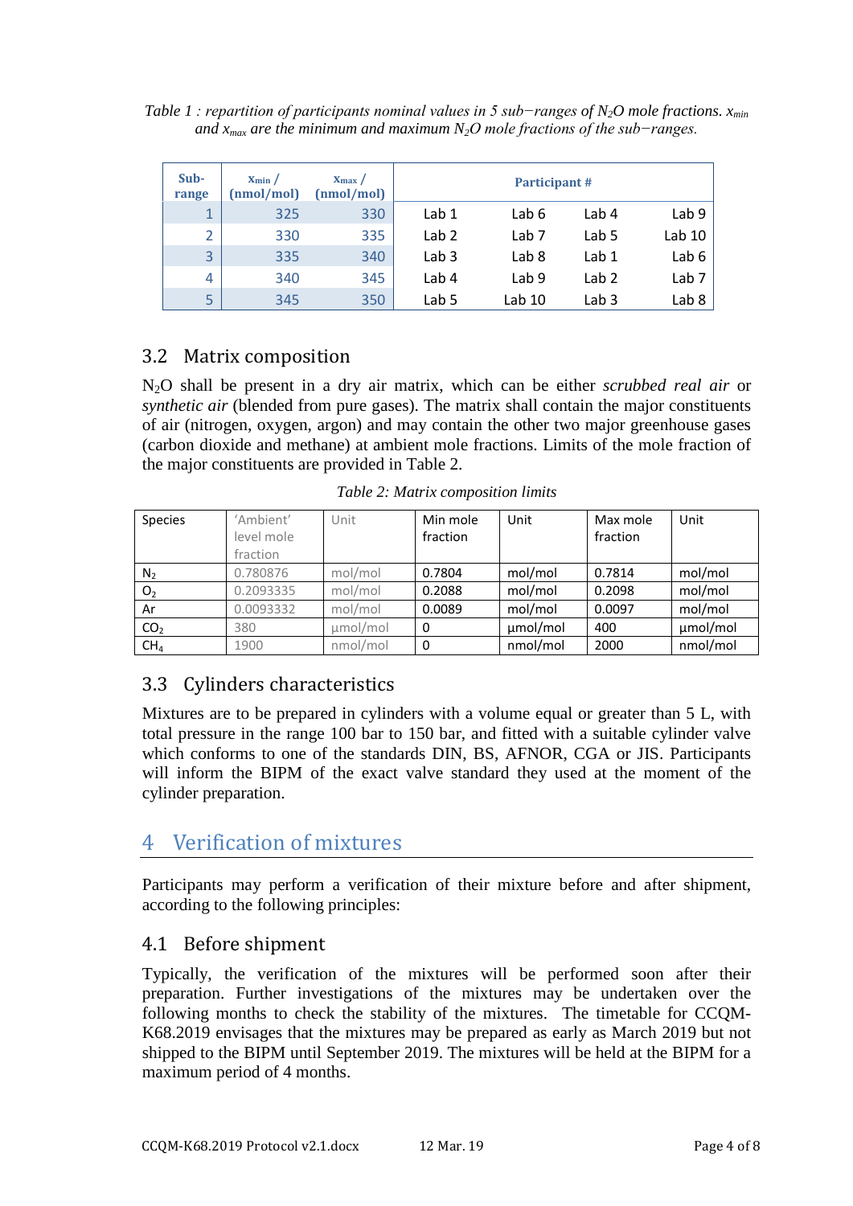*Table 1 : repartition of participants nominal values in 5 sub−ranges of $N_2O$ mole fractions. $x_{min}$ and $x_{max}$ are the minimum and maximum $N_2O$ mole fractions of the sub−ranges.*

| Sub-range | $x_{min}$ / (nmol/mol) | $x_{max}$ / (nmol/mol) | Participant # | | | |
|---|---|---|---|---|---|---|
| 1 | 325 | 330 | Lab 1 | Lab 6 | Lab 4 | Lab 9 |
| 2 | 330 | 335 | Lab 2 | Lab 7 | Lab 5 | Lab 10 |
| 3 | 335 | 340 | Lab 3 | Lab 8 | Lab 1 | Lab 6 |
| 4 | 340 | 345 | Lab 4 | Lab 9 | Lab 2 | Lab 7 |
| 5 | 345 | 350 | Lab 5 | Lab 10 | Lab 3 | Lab 8 |

## 3.2 Matrix composition

$N_2O$ shall be present in a dry air matrix, which can be either *scrubbed real air* or *synthetic air* (blended from pure gases). The matrix shall contain the major constituents of air (nitrogen, oxygen, argon) and may contain the other two major greenhouse gases (carbon dioxide and methane) at ambient mole fractions. Limits of the mole fraction of the major constituents are provided in Table 2.

*Table 2: Matrix composition limits*

| Species | 'Ambient' level mole fraction | Unit | Min mole fraction | Unit | Max mole fraction | Unit |
|---|---|---|---|---|---|---|
| $N_2$ | 0.780876 | mol/mol | 0.7804 | mol/mol | 0.7814 | mol/mol |
| $O_2$ | 0.2093335 | mol/mol | 0.2088 | mol/mol | 0.2098 | mol/mol |
| Ar | 0.0093332 | mol/mol | 0.0089 | mol/mol | 0.0097 | mol/mol |
| $CO_2$ | 380 | µmol/mol | 0 | µmol/mol | 400 | µmol/mol |
| $CH_4$ | 1900 | nmol/mol | 0 | nmol/mol | 2000 | nmol/mol |

## 3.3 Cylinders characteristics

Mixtures are to be prepared in cylinders with a volume equal or greater than 5 L, with total pressure in the range 100 bar to 150 bar, and fitted with a suitable cylinder valve which conforms to one of the standards DIN, BS, AFNOR, CGA or JIS. Participants will inform the BIPM of the exact valve standard they used at the moment of the cylinder preparation.

# 4 Verification of mixtures

Participants may perform a verification of their mixture before and after shipment, according to the following principles:

## 4.1 Before shipment

Typically, the verification of the mixtures will be performed soon after their preparation. Further investigations of the mixtures may be undertaken over the following months to check the stability of the mixtures. The timetable for CCQM-K68.2019 envisages that the mixtures may be prepared as early as March 2019 but not shipped to the BIPM until September 2019. The mixtures will be held at the BIPM for a maximum period of 4 months.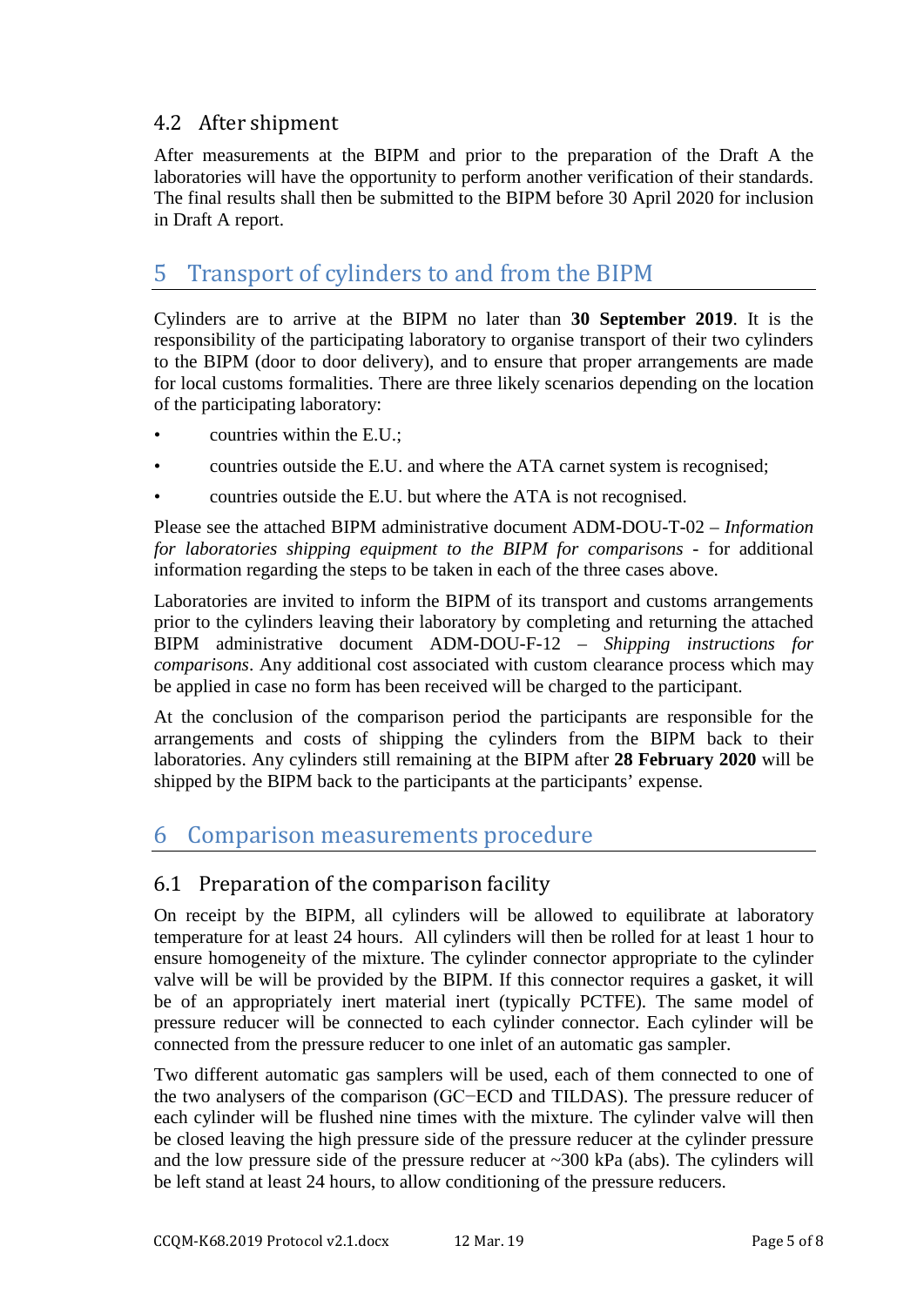## 4.2 After shipment

After measurements at the BIPM and prior to the preparation of the Draft A the laboratories will have the opportunity to perform another verification of their standards. The final results shall then be submitted to the BIPM before 30 April 2020 for inclusion in Draft A report.

# 5 Transport of cylinders to and from the BIPM

Cylinders are to arrive at the BIPM no later than **30 September 2019**. It is the responsibility of the participating laboratory to organise transport of their two cylinders to the BIPM (door to door delivery), and to ensure that proper arrangements are made for local customs formalities. There are three likely scenarios depending on the location of the participating laboratory:

- countries within the E.U.;
- countries outside the E.U. and where the ATA carnet system is recognised;
- countries outside the E.U. but where the ATA is not recognised.

Please see the attached BIPM administrative document ADM-DOU-T-02 – *Information for laboratories shipping equipment to the BIPM for comparisons* - for additional information regarding the steps to be taken in each of the three cases above.

Laboratories are invited to inform the BIPM of its transport and customs arrangements prior to the cylinders leaving their laboratory by completing and returning the attached BIPM administrative document ADM-DOU-F-12 – *Shipping instructions for comparisons*. Any additional cost associated with custom clearance process which may be applied in case no form has been received will be charged to the participant.

At the conclusion of the comparison period the participants are responsible for the arrangements and costs of shipping the cylinders from the BIPM back to their laboratories. Any cylinders still remaining at the BIPM after **28 February 2020** will be shipped by the BIPM back to the participants at the participants' expense.

# 6 Comparison measurements procedure

## 6.1 Preparation of the comparison facility

On receipt by the BIPM, all cylinders will be allowed to equilibrate at laboratory temperature for at least 24 hours. All cylinders will then be rolled for at least 1 hour to ensure homogeneity of the mixture. The cylinder connector appropriate to the cylinder valve will be will be provided by the BIPM. If this connector requires a gasket, it will be of an appropriately inert material inert (typically PCTFE). The same model of pressure reducer will be connected to each cylinder connector. Each cylinder will be connected from the pressure reducer to one inlet of an automatic gas sampler.

Two different automatic gas samplers will be used, each of them connected to one of the two analysers of the comparison (GC−ECD and TILDAS). The pressure reducer of each cylinder will be flushed nine times with the mixture. The cylinder valve will then be closed leaving the high pressure side of the pressure reducer at the cylinder pressure and the low pressure side of the pressure reducer at ~300 kPa (abs). The cylinders will be left stand at least 24 hours, to allow conditioning of the pressure reducers.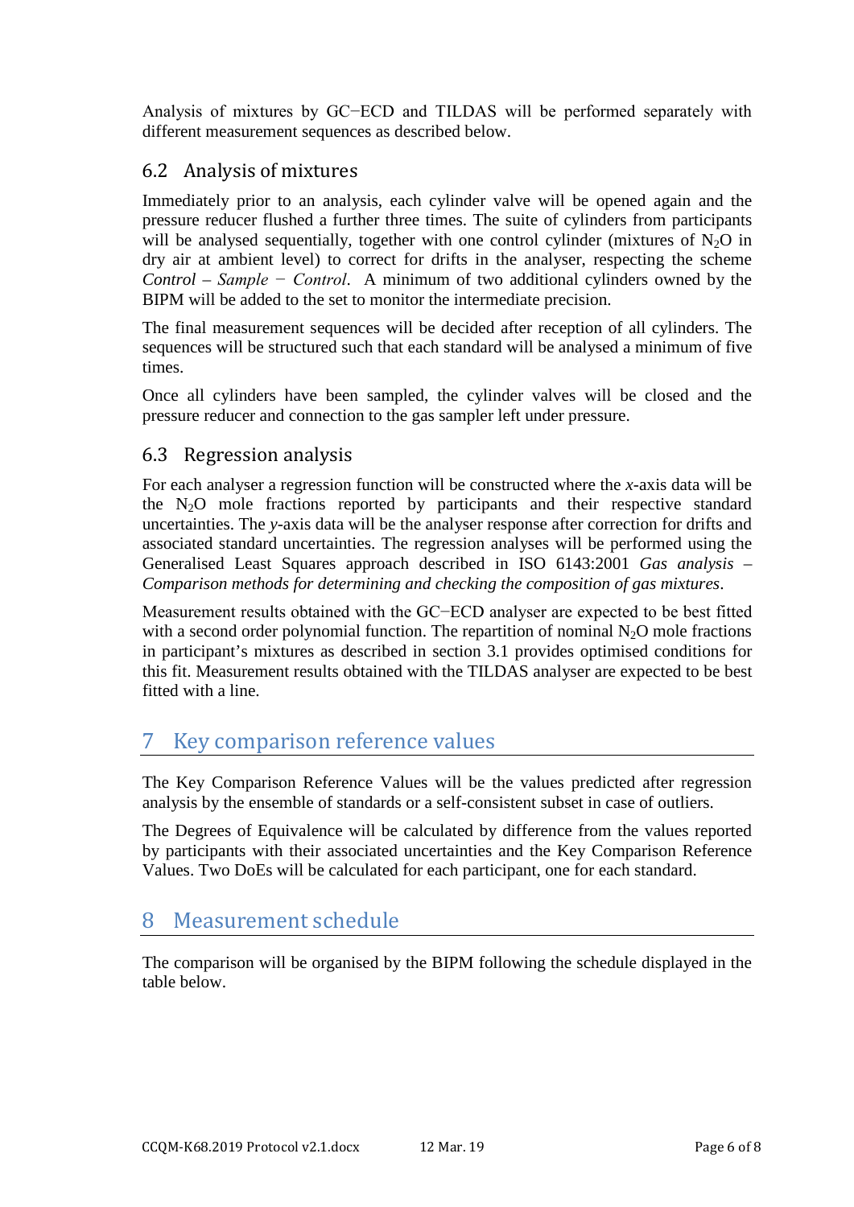Analysis of mixtures by GC−ECD and TILDAS will be performed separately with different measurement sequences as described below.

## 6.2 Analysis of mixtures

Immediately prior to an analysis, each cylinder valve will be opened again and the pressure reducer flushed a further three times. The suite of cylinders from participants will be analysed sequentially, together with one control cylinder (mixtures of $N_2O$ in dry air at ambient level) to correct for drifts in the analyser, respecting the scheme *Control – Sample − Control*. A minimum of two additional cylinders owned by the BIPM will be added to the set to monitor the intermediate precision.

The final measurement sequences will be decided after reception of all cylinders. The sequences will be structured such that each standard will be analysed a minimum of five times.

Once all cylinders have been sampled, the cylinder valves will be closed and the pressure reducer and connection to the gas sampler left under pressure.

## 6.3 Regression analysis

For each analyser a regression function will be constructed where the *x*-axis data will be the $N_2O$ mole fractions reported by participants and their respective standard uncertainties. The *y*-axis data will be the analyser response after correction for drifts and associated standard uncertainties. The regression analyses will be performed using the Generalised Least Squares approach described in ISO 6143:2001 *Gas analysis – Comparison methods for determining and checking the composition of gas mixtures*.

Measurement results obtained with the GC−ECD analyser are expected to be best fitted with a second order polynomial function. The repartition of nominal $N_2O$ mole fractions in participant's mixtures as described in section 3.1 provides optimised conditions for this fit. Measurement results obtained with the TILDAS analyser are expected to be best fitted with a line.

# 7 Key comparison reference values

The Key Comparison Reference Values will be the values predicted after regression analysis by the ensemble of standards or a self-consistent subset in case of outliers.

The Degrees of Equivalence will be calculated by difference from the values reported by participants with their associated uncertainties and the Key Comparison Reference Values. Two DoEs will be calculated for each participant, one for each standard.

# 8 Measurement schedule

The comparison will be organised by the BIPM following the schedule displayed in the table below.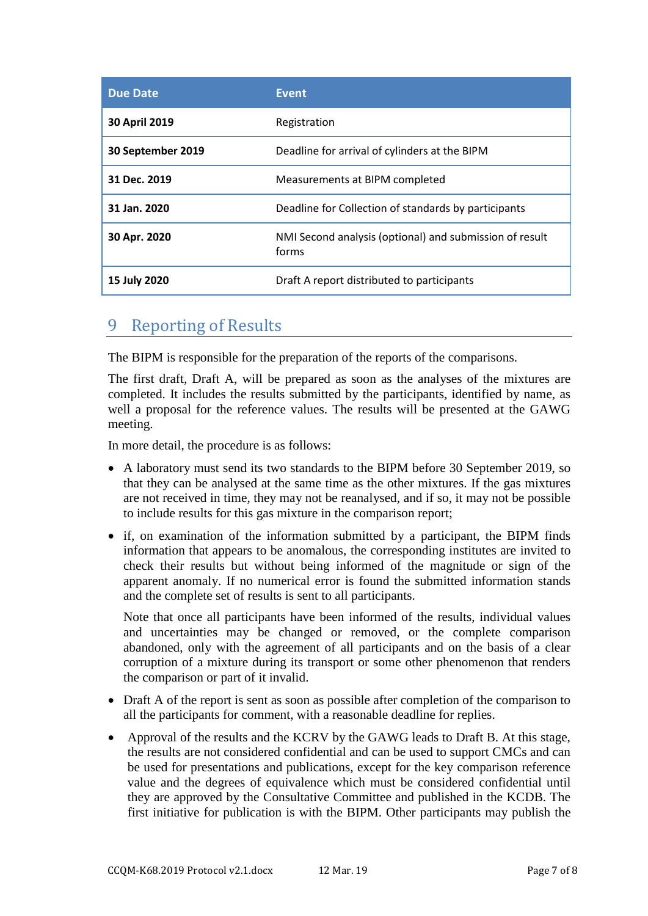| Due Date | Event |
|---|---|
| **30 April 2019** | Registration |
| **30 September 2019** | Deadline for arrival of cylinders at the BIPM |
| **31 Dec. 2019** | Measurements at BIPM completed |
| **31 Jan. 2020** | Deadline for Collection of standards by participants |
| **30 Apr. 2020** | NMI Second analysis (optional) and submission of result forms |
| **15 July 2020** | Draft A report distributed to participants |

# 9 Reporting of Results

The BIPM is responsible for the preparation of the reports of the comparisons.

The first draft, Draft A, will be prepared as soon as the analyses of the mixtures are completed. It includes the results submitted by the participants, identified by name, as well a proposal for the reference values. The results will be presented at the GAWG meeting.

In more detail, the procedure is as follows:

- A laboratory must send its two standards to the BIPM before 30 September 2019, so that they can be analysed at the same time as the other mixtures. If the gas mixtures are not received in time, they may not be reanalysed, and if so, it may not be possible to include results for this gas mixture in the comparison report;
- if, on examination of the information submitted by a participant, the BIPM finds information that appears to be anomalous, the corresponding institutes are invited to check their results but without being informed of the magnitude or sign of the apparent anomaly. If no numerical error is found the submitted information stands and the complete set of results is sent to all participants.

  Note that once all participants have been informed of the results, individual values and uncertainties may be changed or removed, or the complete comparison abandoned, only with the agreement of all participants and on the basis of a clear corruption of a mixture during its transport or some other phenomenon that renders the comparison or part of it invalid.
- Draft A of the report is sent as soon as possible after completion of the comparison to all the participants for comment, with a reasonable deadline for replies.
- Approval of the results and the KCRV by the GAWG leads to Draft B. At this stage, the results are not considered confidential and can be used to support CMCs and can be used for presentations and publications, except for the key comparison reference value and the degrees of equivalence which must be considered confidential until they are approved by the Consultative Committee and published in the KCDB. The first initiative for publication is with the BIPM. Other participants may publish the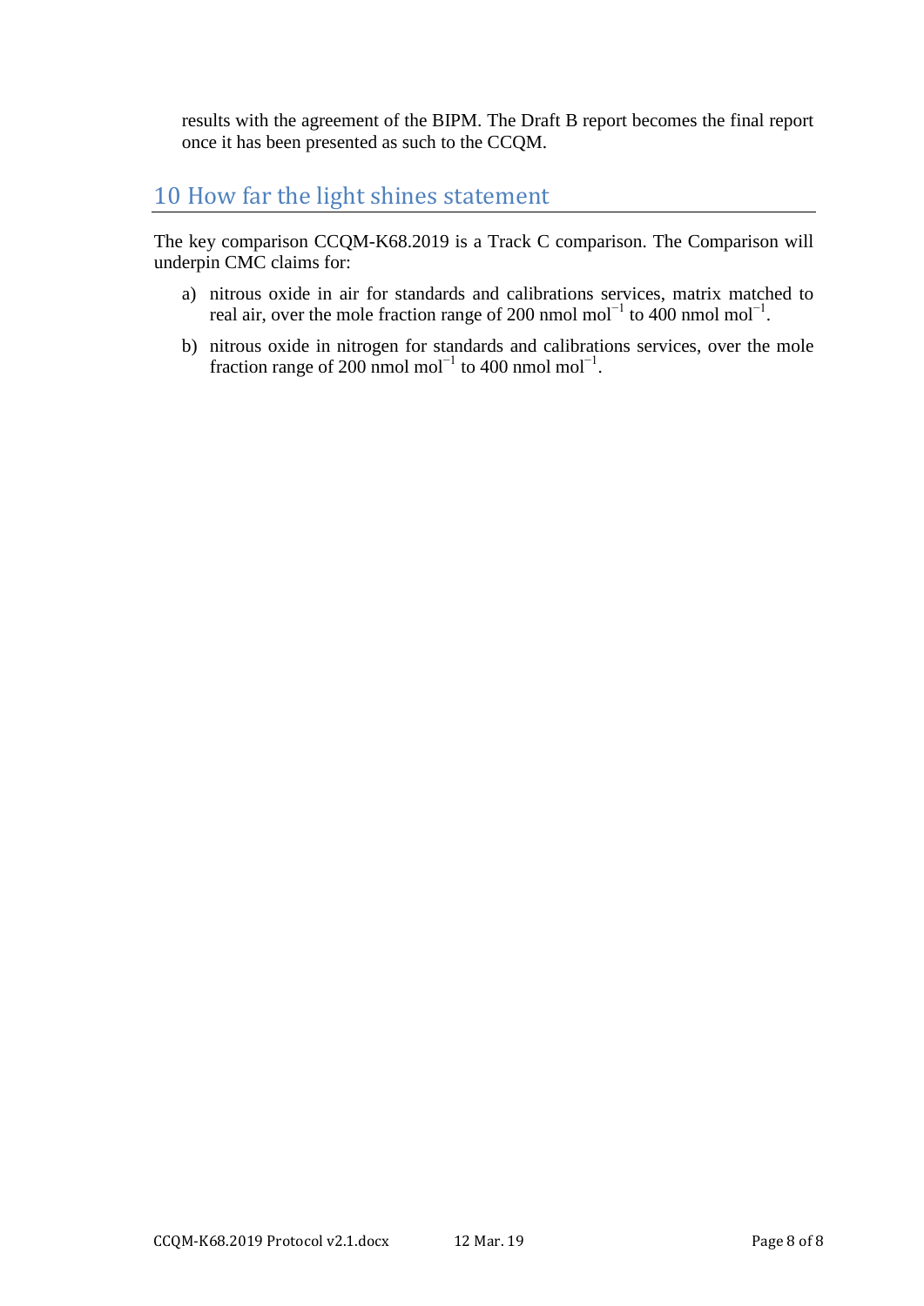results with the agreement of the BIPM. The Draft B report becomes the final report once it has been presented as such to the CCQM.

## 10 How far the light shines statement

The key comparison CCQM-K68.2019 is a Track C comparison. The Comparison will underpin CMC claims for:

a) nitrous oxide in air for standards and calibrations services, matrix matched to real air, over the mole fraction range of 200 nmol mol$^{-1}$ to 400 nmol mol$^{-1}$.

b) nitrous oxide in nitrogen for standards and calibrations services, over the mole fraction range of 200 nmol mol$^{-1}$ to 400 nmol mol$^{-1}$.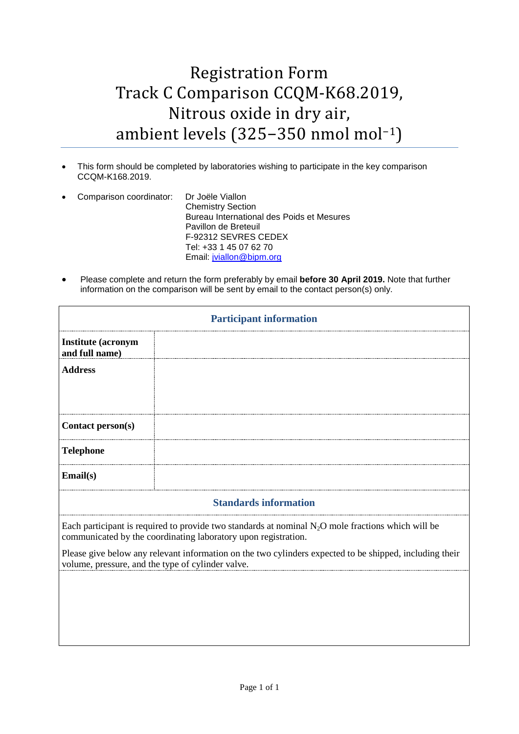# Registration Form
# Track C Comparison CCQM-K68.2019, Nitrous oxide in dry air, ambient levels (325−350 nmol mol$^{-1}$)

- This form should be completed by laboratories wishing to participate in the key comparison CCQM-K168.2019.
- Comparison coordinator: Dr Joële Viallon
  Chemistry Section
  Bureau International des Poids et Mesures
  Pavillon de Breteuil
  F-92312 SEVRES CEDEX
  Tel: +33 1 45 07 62 70
  Email: jviallon@bipm.org
- Please complete and return the form preferably by email **before 30 April 2019.** Note that further information on the comparison will be sent by email to the contact person(s) only.

| **Participant information** | |
|---|---|
| **Institute (acronym and full name)** | |
| **Address** | |
| **Contact person(s)** | |
| **Telephone** | |
| **Email(s)** | |

| **Standards information** |
|---|
| Each participant is required to provide two standards at nominal $N_2O$ mole fractions which will be communicated by the coordinating laboratory upon registration. Please give below any relevant information on the two cylinders expected to be shipped, including their volume, pressure, and the type of cylinder valve. |
| |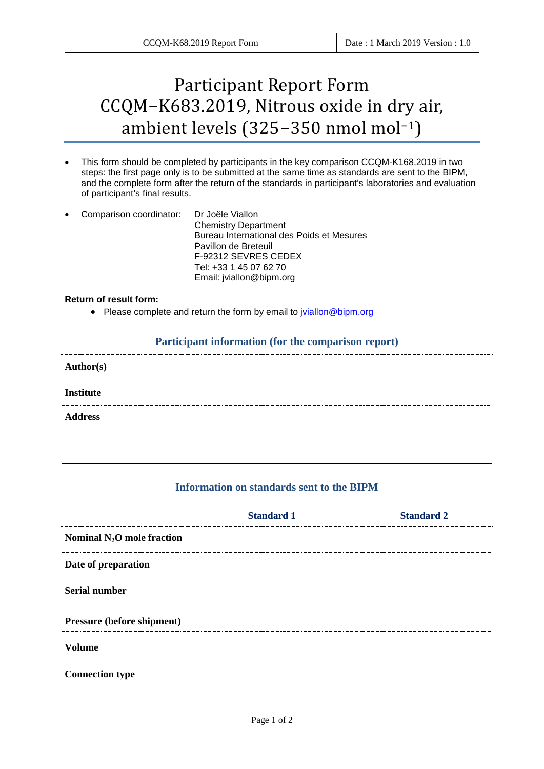# Participant Report Form CCQM–K683.2019, Nitrous oxide in dry air, ambient levels (325–350 nmol mol⁻¹)

- This form should be completed by participants in the key comparison CCQM-K168.2019 in two steps: the first page only is to be submitted at the same time as standards are sent to the BIPM, and the complete form after the return of the standards in participant's laboratories and evaluation of participant's final results.
- Comparison coordinator: Dr Joële Viallon
  Chemistry Department
  Bureau International des Poids et Mesures
  Pavillon de Breteuil
  F-92312 SEVRES CEDEX
  Tel: +33 1 45 07 62 70
  Email: jviallon@bipm.org

**Return of result form:**

- Please complete and return the form by email to jviallon@bipm.org

### Participant information (for the comparison report)

| | |
|---|---|
| **Author(s)** | |
| **Institute** | |
| **Address** | |

### Information on standards sent to the BIPM

| | **Standard 1** | **Standard 2** |
|---|---|---|
| **Nominal $N_2O$ mole fraction** | | |
| **Date of preparation** | | |
| **Serial number** | | |
| **Pressure (before shipment)** | | |
| **Volume** | | |
| **Connection type** | | |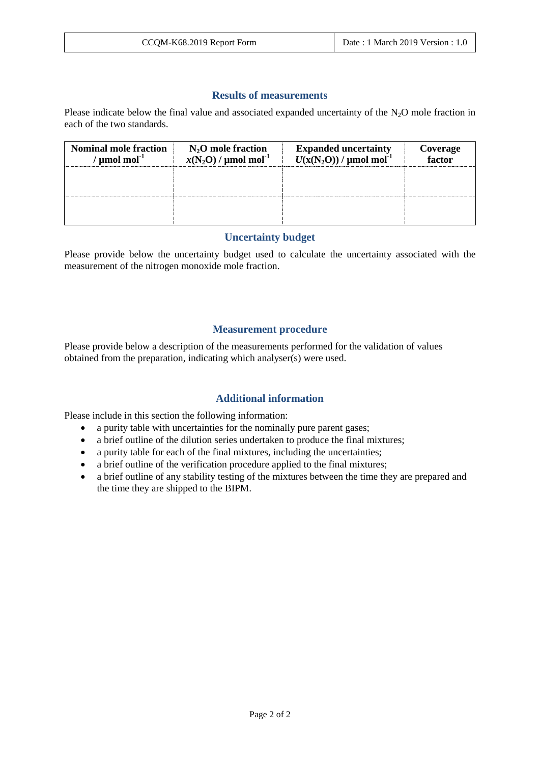## Results of measurements

Please indicate below the final value and associated expanded uncertainty of the $N_2O$ mole fraction in each of the two standards.

| Nominal mole fraction / µmol mol$^{-1}$ | $N_2O$ mole fraction $x(N_2O)$ / µmol mol$^{-1}$ | Expanded uncertainty $U(x(N_2O))$ / µmol mol$^{-1}$ | Coverage factor |
|---|---|---|---|
| | | | |
| | | | |

## Uncertainty budget

Please provide below the uncertainty budget used to calculate the uncertainty associated with the measurement of the nitrogen monoxide mole fraction.

## Measurement procedure

Please provide below a description of the measurements performed for the validation of values obtained from the preparation, indicating which analyser(s) were used.

## Additional information

Please include in this section the following information:

- a purity table with uncertainties for the nominally pure parent gases;
- a brief outline of the dilution series undertaken to produce the final mixtures;
- a purity table for each of the final mixtures, including the uncertainties;
- a brief outline of the verification procedure applied to the final mixtures;
- a brief outline of any stability testing of the mixtures between the time they are prepared and the time they are shipped to the BIPM.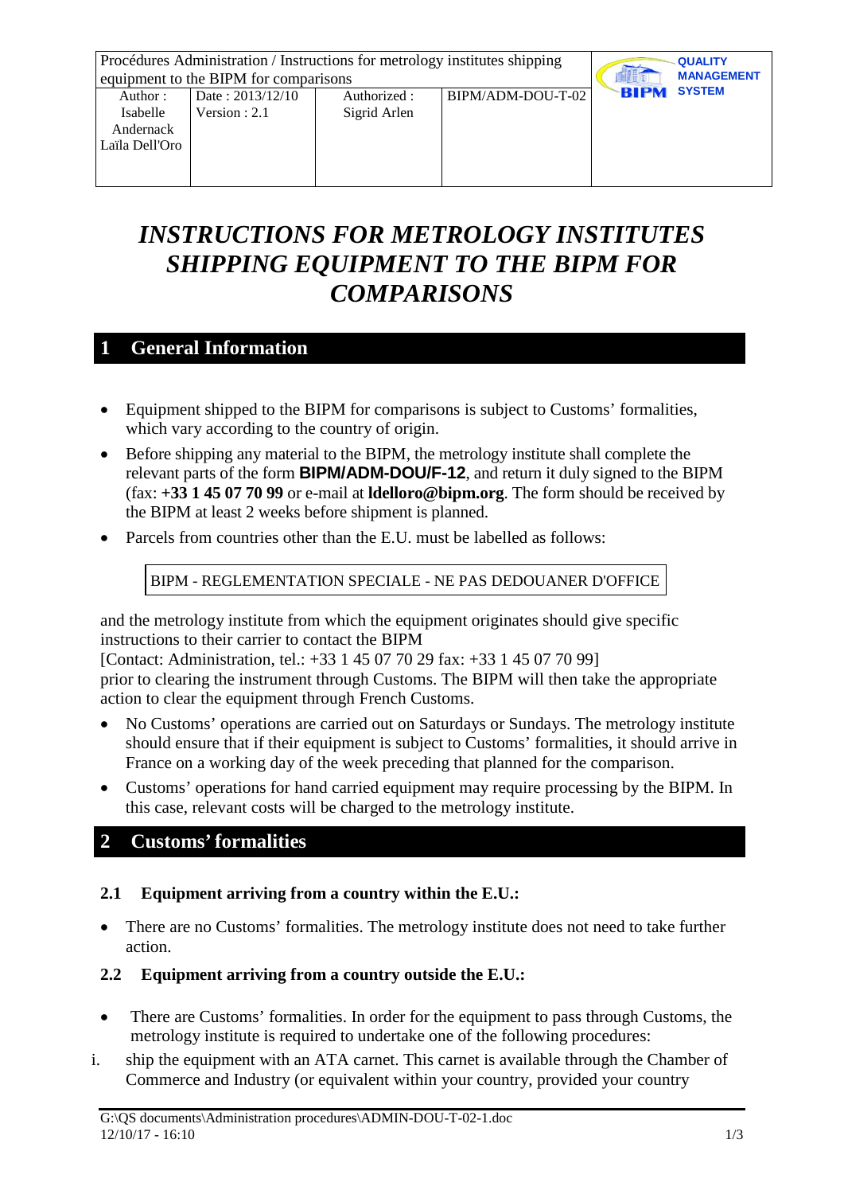| Procédures Administration / Instructions for metrology institutes shipping equipment to the BIPM for comparisons | | | | QUALITY MANAGEMENT SYSTEM |
|---|---|---|---|---|
| Author : Isabelle Andernack Laïla Dell'Oro | Date : 2013/12/10 Version : 2.1 | Authorized : Sigrid Arlen | BIPM/ADM-DOU-T-02 | |

# *INSTRUCTIONS FOR METROLOGY INSTITUTES SHIPPING EQUIPMENT TO THE BIPM FOR COMPARISONS*

## 1 General Information

- Equipment shipped to the BIPM for comparisons is subject to Customs' formalities, which vary according to the country of origin.
- Before shipping any material to the BIPM, the metrology institute shall complete the relevant parts of the form **BIPM/ADM-DOU/F-12**, and return it duly signed to the BIPM (fax: **+33 1 45 07 70 99** or e-mail at **ldelloro@bipm.org**. The form should be received by the BIPM at least 2 weeks before shipment is planned.
- Parcels from countries other than the E.U. must be labelled as follows:

| BIPM - REGLEMENTATION SPECIALE - NE PAS DEDOUANER D'OFFICE |
|---|

and the metrology institute from which the equipment originates should give specific instructions to their carrier to contact the BIPM
[Contact: Administration, tel.: +33 1 45 07 70 29 fax: +33 1 45 07 70 99]
prior to clearing the instrument through Customs. The BIPM will then take the appropriate action to clear the equipment through French Customs.

- No Customs' operations are carried out on Saturdays or Sundays. The metrology institute should ensure that if their equipment is subject to Customs' formalities, it should arrive in France on a working day of the week preceding that planned for the comparison.
- Customs' operations for hand carried equipment may require processing by the BIPM. In this case, relevant costs will be charged to the metrology institute.

## 2 Customs' formalities

### 2.1 Equipment arriving from a country within the E.U.:

- There are no Customs' formalities. The metrology institute does not need to take further action.

### 2.2 Equipment arriving from a country outside the E.U.:

- There are Customs' formalities. In order for the equipment to pass through Customs, the metrology institute is required to undertake one of the following procedures:

i. ship the equipment with an ATA carnet. This carnet is available through the Chamber of Commerce and Industry (or equivalent within your country, provided your country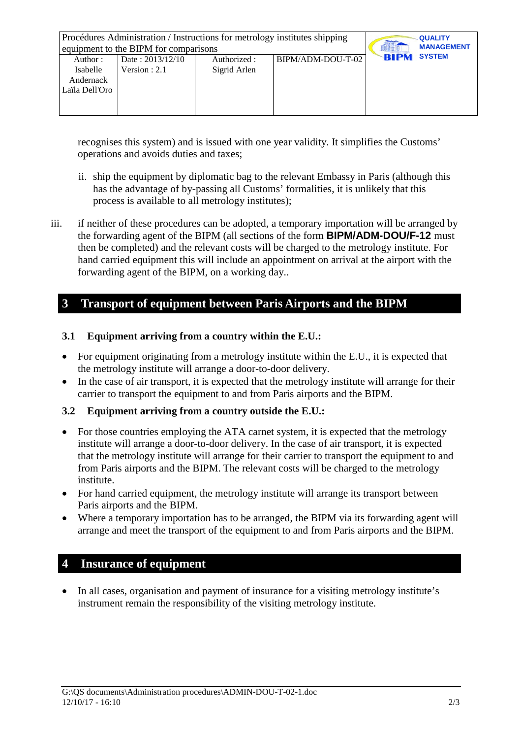recognises this system) and is issued with one year validity. It simplifies the Customs' operations and avoids duties and taxes;

ii. ship the equipment by diplomatic bag to the relevant Embassy in Paris (although this has the advantage of by-passing all Customs' formalities, it is unlikely that this process is available to all metrology institutes);

iii. if neither of these procedures can be adopted, a temporary importation will be arranged by the forwarding agent of the BIPM (all sections of the form **BIPM/ADM-DOU/F-12** must then be completed) and the relevant costs will be charged to the metrology institute. For hand carried equipment this will include an appointment on arrival at the airport with the forwarding agent of the BIPM, on a working day..

# 3 Transport of equipment between Paris Airports and the BIPM

## 3.1 Equipment arriving from a country within the E.U.:

- For equipment originating from a metrology institute within the E.U., it is expected that the metrology institute will arrange a door-to-door delivery.
- In the case of air transport, it is expected that the metrology institute will arrange for their carrier to transport the equipment to and from Paris airports and the BIPM.

## 3.2 Equipment arriving from a country outside the E.U.:

- For those countries employing the ATA carnet system, it is expected that the metrology institute will arrange a door-to-door delivery. In the case of air transport, it is expected that the metrology institute will arrange for their carrier to transport the equipment to and from Paris airports and the BIPM. The relevant costs will be charged to the metrology institute.
- For hand carried equipment, the metrology institute will arrange its transport between Paris airports and the BIPM.
- Where a temporary importation has to be arranged, the BIPM via its forwarding agent will arrange and meet the transport of the equipment to and from Paris airports and the BIPM.

# 4 Insurance of equipment

- In all cases, organisation and payment of insurance for a visiting metrology institute's instrument remain the responsibility of the visiting metrology institute.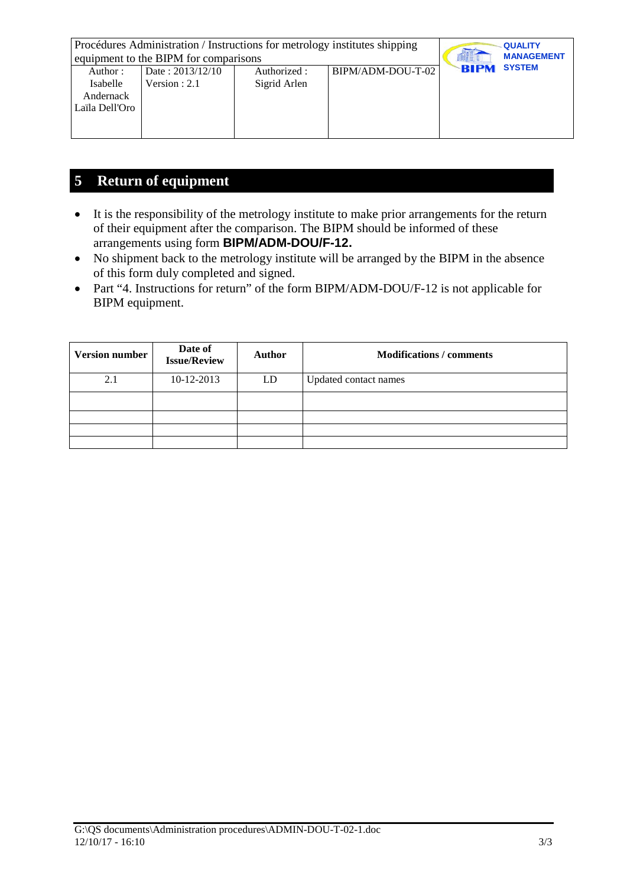## 5 Return of equipment

- It is the responsibility of the metrology institute to make prior arrangements for the return of their equipment after the comparison. The BIPM should be informed of these arrangements using form **BIPM/ADM-DOU/F-12.**
- No shipment back to the metrology institute will be arranged by the BIPM in the absence of this form duly completed and signed.
- Part "4. Instructions for return" of the form BIPM/ADM-DOU/F-12 is not applicable for BIPM equipment.

| Version number | Date of Issue/Review | Author | Modifications / comments |
|---|---|---|---|
| 2.1 | 10-12-2013 | LD | Updated contact names |
| | | | |
| | | | |
| | | | |
| | | | |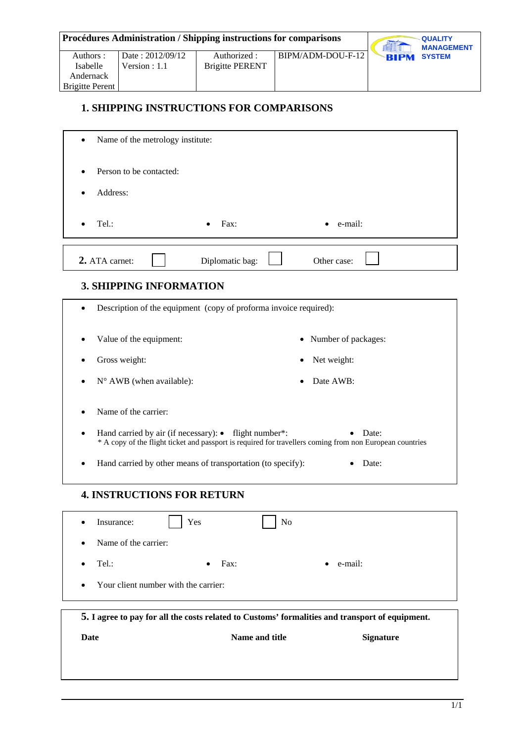| Procédures Administration / Shipping instructions for comparisons | | | | QUALITY MANAGEMENT SYSTEM |
|---|---|---|---|---|
| Authors : Isabelle Andernack Brigitte Perent | Date : 2012/09/12 Version : 1.1 | Authorized : Brigitte PERENT | BIPM/ADM-DOU-F-12 | |

## 1. SHIPPING INSTRUCTIONS FOR COMPARISONS

- Name of the metrology institute:
- Person to be contacted:
- Address:
- Tel.:
- Fax:
- e-mail:

**2.** ATA carnet: ☐ Diplomatic bag: ☐ Other case: ☐

## 3. SHIPPING INFORMATION

- Description of the equipment (copy of proforma invoice required):
- Value of the equipment:
- Number of packages:
- Gross weight:
- Net weight:
- N° AWB (when available):
- Date AWB:
- Name of the carrier:
- Hand carried by air (if necessary):
  - flight number*:
  - Date:

  \* A copy of the flight ticket and passport is required for travellers coming from non European countries
- Hand carried by other means of transportation (to specify):
  - Date:

## 4. INSTRUCTIONS FOR RETURN

- Insurance: ☐ Yes ☐ No
- Name of the carrier:
- Tel.:
- Fax:
- e-mail:
- Your client number with the carrier:

**5. I agree to pay for all the costs related to Customs' formalities and transport of equipment.**

| Date | Name and title | Signature |
|---|---|---|
| | | |